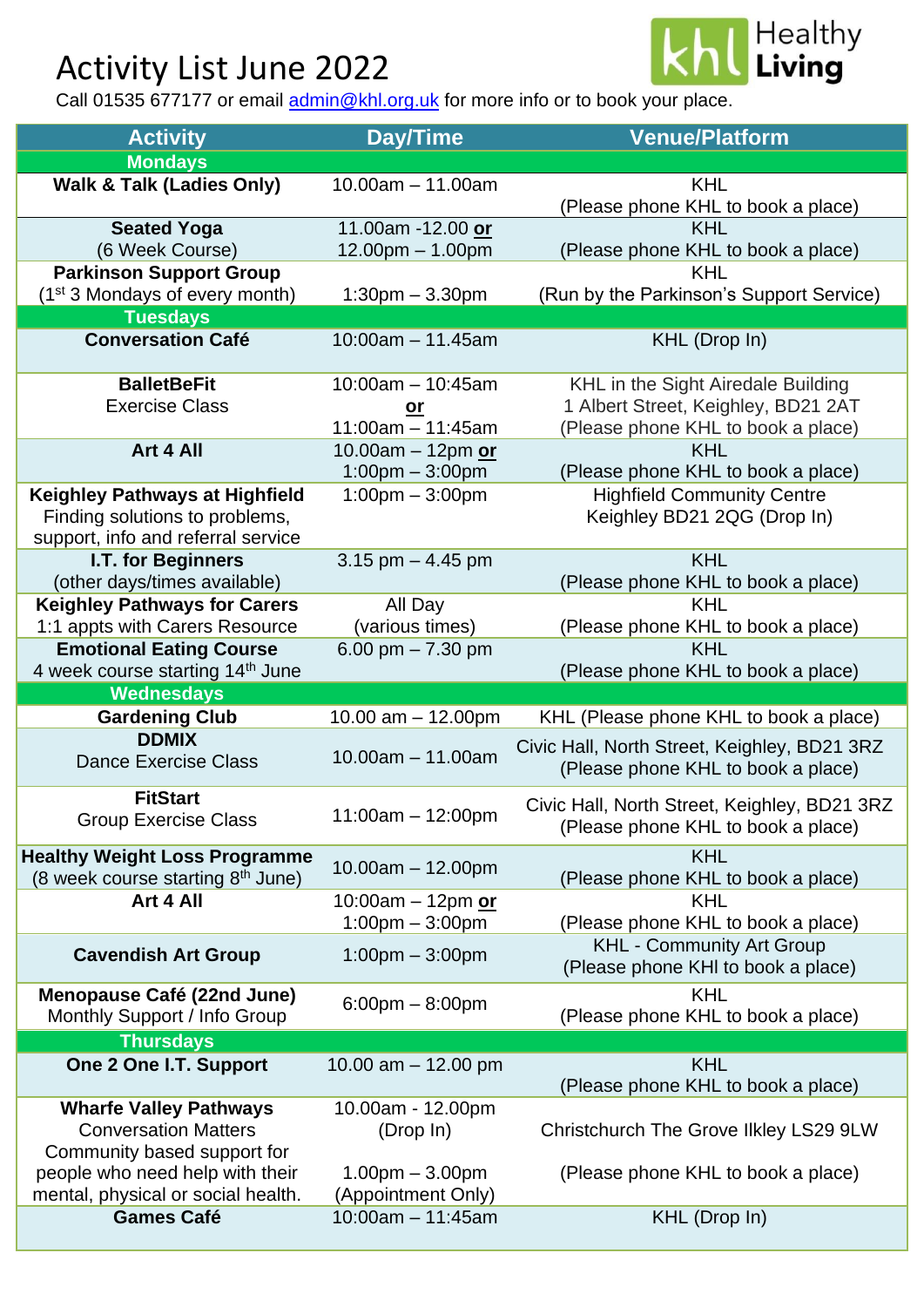# Activity List June 2022

Healthy Living

Call 01535 677177 or email admin@khl.org.uk for more info or to book your place.

| Activity | Day/Time | Venue/Platform |
|---|---|---|
| **Mondays** | | |
| **Walk & Talk (Ladies Only)** | 10.00am – 11.00am | KHL (Please phone KHL to book a place) |
| **Seated Yoga** (6 Week Course) | 11.00am -12.00 **or** 12.00pm – 1.00pm | KHL (Please phone KHL to book a place) |
| **Parkinson Support Group** (1st 3 Mondays of every month) | 1:30pm – 3.30pm | KHL (Run by the Parkinson's Support Service) |
| **Tuesdays** | | |
| **Conversation Café** | 10:00am – 11.45am | KHL (Drop In) |
| **BalletBeFit** Exercise Class | 10:00am – 10:45am **or** 11:00am – 11:45am | KHL in the Sight Airedale Building 1 Albert Street, Keighley, BD21 2AT (Please phone KHL to book a place) |
| **Art 4 All** | 10.00am – 12pm **or** 1:00pm – 3:00pm | KHL (Please phone KHL to book a place) |
| **Keighley Pathways at Highfield** Finding solutions to problems, support, info and referral service | 1:00pm – 3:00pm | Highfield Community Centre Keighley BD21 2QG (Drop In) |
| **I.T. for Beginners** (other days/times available) | 3.15 pm – 4.45 pm | KHL (Please phone KHL to book a place) |
| **Keighley Pathways for Carers** 1:1 appts with Carers Resource | All Day (various times) | KHL (Please phone KHL to book a place) |
| **Emotional Eating Course** 4 week course starting 14th June | 6.00 pm – 7.30 pm | KHL (Please phone KHL to book a place) |
| **Wednesdays** | | |
| **Gardening Club** | 10.00 am – 12.00pm | KHL (Please phone KHL to book a place) |
| **DDMIX** Dance Exercise Class | 10.00am – 11.00am | Civic Hall, North Street, Keighley, BD21 3RZ (Please phone KHL to book a place) |
| **FitStart** Group Exercise Class | 11:00am – 12:00pm | Civic Hall, North Street, Keighley, BD21 3RZ (Please phone KHL to book a place) |
| **Healthy Weight Loss Programme** (8 week course starting 8th June) | 10.00am – 12.00pm | KHL (Please phone KHL to book a place) |
| **Art 4 All** | 10:00am – 12pm **or** 1:00pm – 3:00pm | KHL (Please phone KHL to book a place) |
| **Cavendish Art Group** | 1:00pm – 3:00pm | KHL - Community Art Group (Please phone KHl to book a place) |
| **Menopause Café (22nd June)** Monthly Support / Info Group | 6:00pm – 8:00pm | KHL (Please phone KHL to book a place) |
| **Thursdays** | | |
| **One 2 One I.T. Support** | 10.00 am – 12.00 pm | KHL (Please phone KHL to book a place) |
| **Wharfe Valley Pathways** Conversation Matters Community based support for people who need help with their mental, physical or social health. | 10.00am - 12.00pm (Drop In) 1.00pm – 3.00pm (Appointment Only) | Christchurch The Grove Ilkley LS29 9LW (Please phone KHL to book a place) |
| **Games Café** | 10:00am – 11:45am | KHL (Drop In) |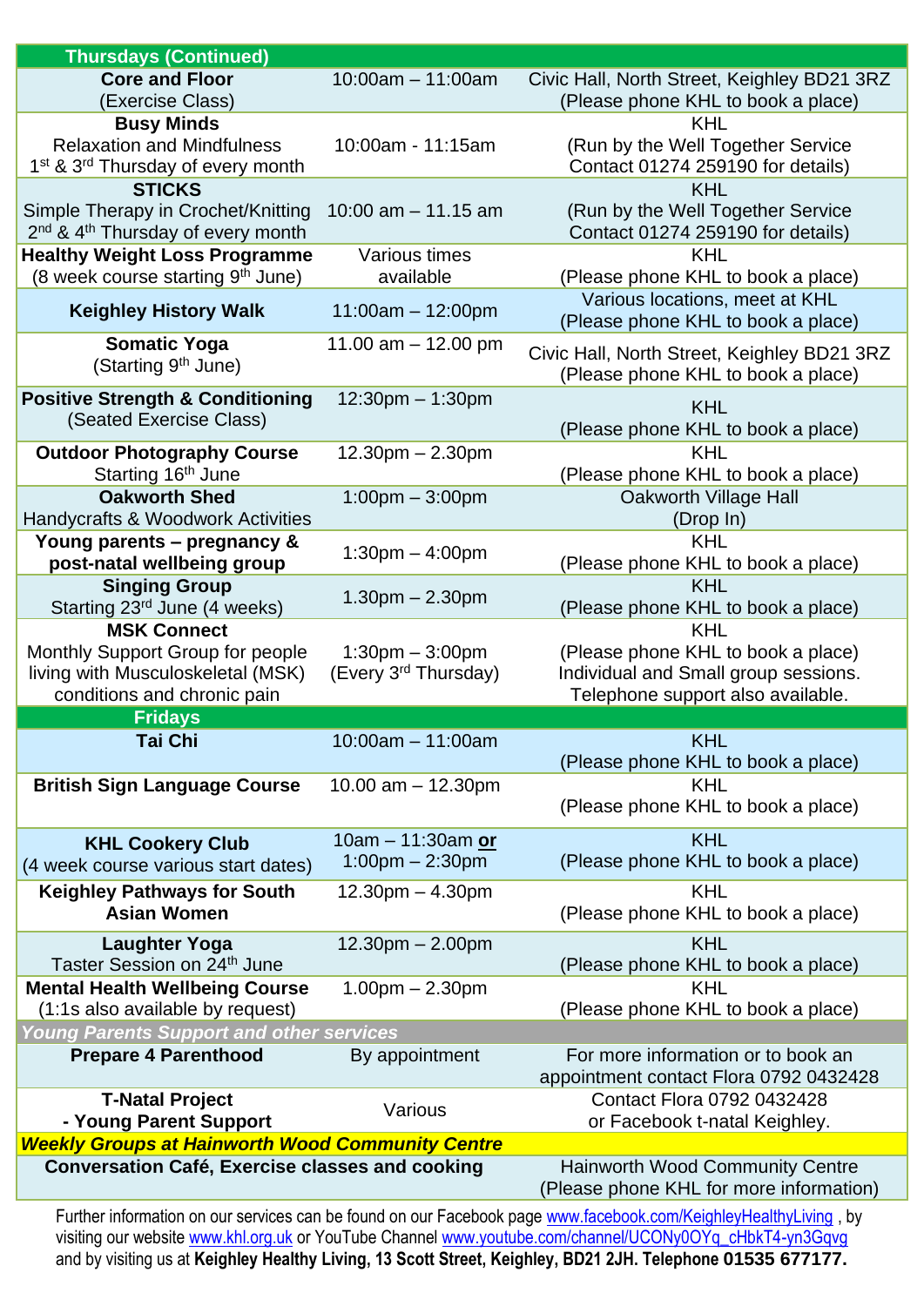| | | |
|---|---|---|
| **Thursdays (Continued)** | | |
| **Core and Floor** (Exercise Class) | 10:00am – 11:00am | Civic Hall, North Street, Keighley BD21 3RZ (Please phone KHL to book a place) |
| **Busy Minds** Relaxation and Mindfulness 1st & 3rd Thursday of every month | 10:00am - 11:15am | KHL (Run by the Well Together Service Contact 01274 259190 for details) |
| **STICKS** Simple Therapy in Crochet/Knitting 2nd & 4th Thursday of every month | 10:00 am – 11.15 am | KHL (Run by the Well Together Service Contact 01274 259190 for details) |
| **Healthy Weight Loss Programme** (8 week course starting 9th June) | Various times available | KHL (Please phone KHL to book a place) |
| **Keighley History Walk** | 11:00am – 12:00pm | Various locations, meet at KHL (Please phone KHL to book a place) |
| **Somatic Yoga** (Starting 9th June) | 11.00 am – 12.00 pm | Civic Hall, North Street, Keighley BD21 3RZ (Please phone KHL to book a place) |
| **Positive Strength & Conditioning** (Seated Exercise Class) | 12:30pm – 1:30pm | KHL (Please phone KHL to book a place) |
| **Outdoor Photography Course** Starting 16th June | 12.30pm – 2.30pm | KHL (Please phone KHL to book a place) |
| **Oakworth Shed** Handycrafts & Woodwork Activities | 1:00pm – 3:00pm | Oakworth Village Hall (Drop In) |
| **Young parents – pregnancy & post-natal wellbeing group** | 1:30pm – 4:00pm | KHL (Please phone KHL to book a place) |
| **Singing Group** Starting 23rd June (4 weeks) | 1.30pm – 2.30pm | KHL (Please phone KHL to book a place) |
| **MSK Connect** Monthly Support Group for people living with Musculoskeletal (MSK) conditions and chronic pain | 1:30pm – 3:00pm (Every 3rd Thursday) | KHL (Please phone KHL to book a place) Individual and Small group sessions. Telephone support also available. |
| **Fridays** | | |
| **Tai Chi** | 10:00am – 11:00am | KHL (Please phone KHL to book a place) |
| **British Sign Language Course** | 10.00 am – 12.30pm | KHL (Please phone KHL to book a place) |
| **KHL Cookery Club** (4 week course various start dates) | 10am – 11:30am **or** 1:00pm – 2:30pm | KHL (Please phone KHL to book a place) |
| **Keighley Pathways for South Asian Women** | 12.30pm – 4.30pm | KHL (Please phone KHL to book a place) |
| **Laughter Yoga** Taster Session on 24th June | 12.30pm – 2.00pm | KHL (Please phone KHL to book a place) |
| **Mental Health Wellbeing Course** (1:1s also available by request) | 1.00pm – 2.30pm | KHL (Please phone KHL to book a place) |
| ***Young Parents Support and other services*** | | |
| **Prepare 4 Parenthood** | By appointment | For more information or to book an appointment contact Flora 0792 0432428 |
| **T-Natal Project - Young Parent Support** | Various | Contact Flora 0792 0432428 or Facebook t-natal Keighley. |
| ***Weekly Groups at Hainworth Wood Community Centre*** | | |
| **Conversation Café, Exercise classes and cooking** | | Hainworth Wood Community Centre (Please phone KHL for more information) |

Further information on our services can be found on our Facebook page www.facebook.com/KeighleyHealthyLiving , by visiting our website www.khl.org.uk or YouTube Channel www.youtube.com/channel/UCONy0OYq_cHbkT4-yn3Gqvg and by visiting us at **Keighley Healthy Living, 13 Scott Street, Keighley, BD21 2JH. Telephone 01535 677177.**